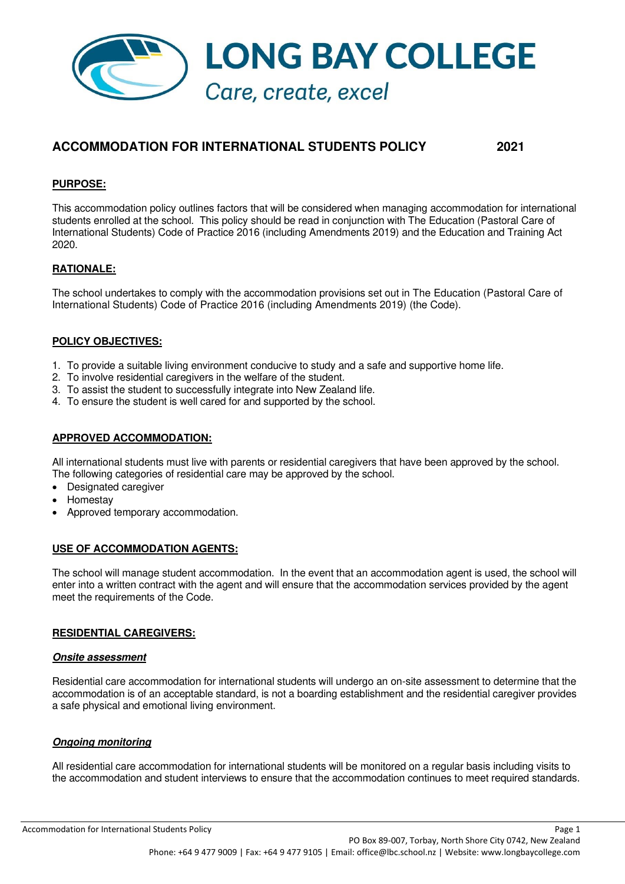# LONG BAY COLLEGE

*Care, create, excel*

## ACCOMMODATION FOR INTERNATIONAL STUDENTS POLICY 2021

### PURPOSE:

This accommodation policy outlines factors that will be considered when managing accommodation for international students enrolled at the school. This policy should be read in conjunction with The Education (Pastoral Care of International Students) Code of Practice 2016 (including Amendments 2019) and the Education and Training Act 2020.

### RATIONALE:

The school undertakes to comply with the accommodation provisions set out in The Education (Pastoral Care of International Students) Code of Practice 2016 (including Amendments 2019) (the Code).

### POLICY OBJECTIVES:

1. To provide a suitable living environment conducive to study and a safe and supportive home life.
2. To involve residential caregivers in the welfare of the student.
3. To assist the student to successfully integrate into New Zealand life.
4. To ensure the student is well cared for and supported by the school.

### APPROVED ACCOMMODATION:

All international students must live with parents or residential caregivers that have been approved by the school. The following categories of residential care may be approved by the school.

- Designated caregiver
- Homestay
- Approved temporary accommodation.

### USE OF ACCOMMODATION AGENTS:

The school will manage student accommodation. In the event that an accommodation agent is used, the school will enter into a written contract with the agent and will ensure that the accommodation services provided by the agent meet the requirements of the Code.

### RESIDENTIAL CAREGIVERS:

#### *Onsite assessment*

Residential care accommodation for international students will undergo an on-site assessment to determine that the accommodation is of an acceptable standard, is not a boarding establishment and the residential caregiver provides a safe physical and emotional living environment.

#### *Ongoing monitoring*

All residential care accommodation for international students will be monitored on a regular basis including visits to the accommodation and student interviews to ensure that the accommodation continues to meet required standards.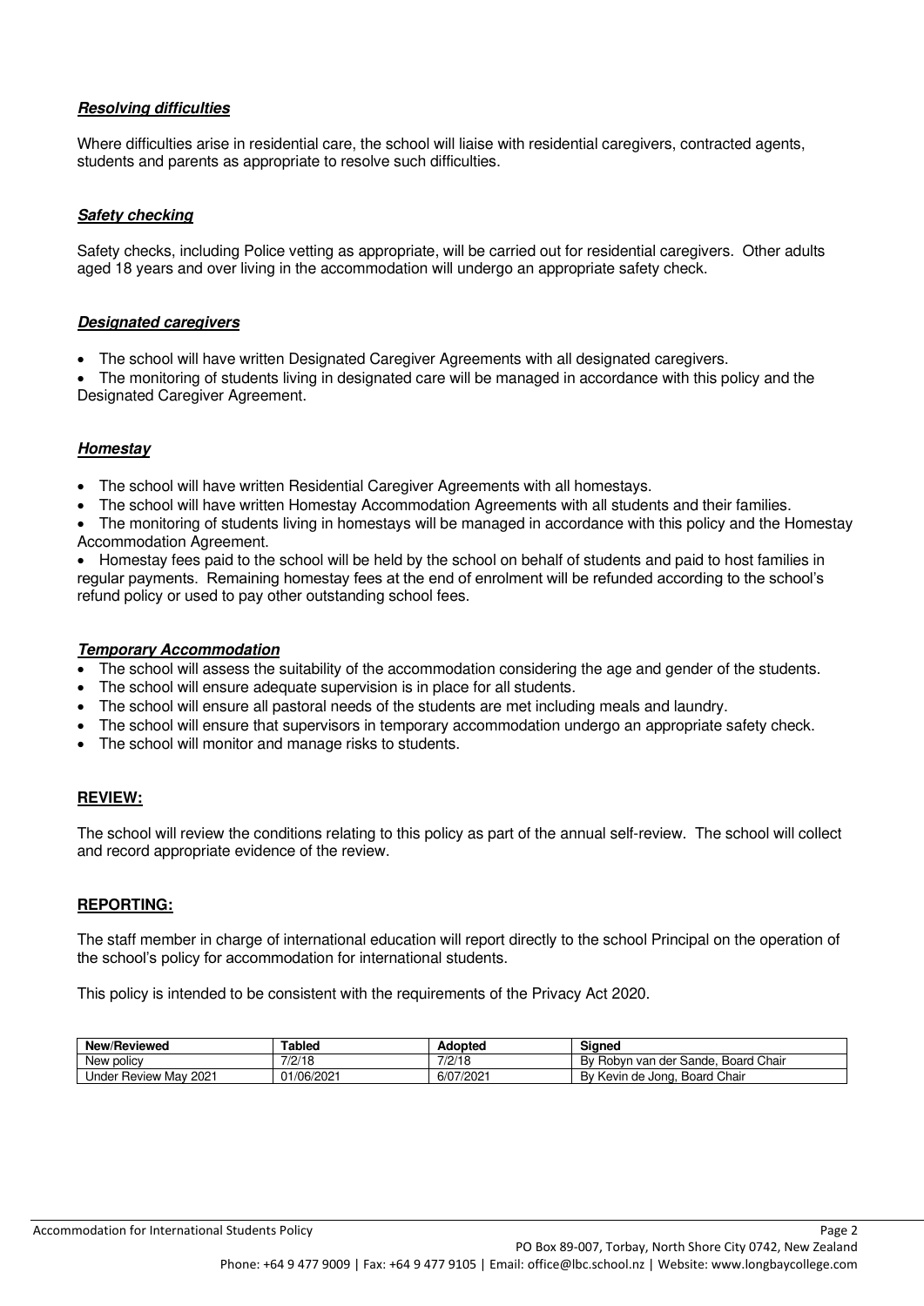***Resolving difficulties***

Where difficulties arise in residential care, the school will liaise with residential caregivers, contracted agents, students and parents as appropriate to resolve such difficulties.

***Safety checking***

Safety checks, including Police vetting as appropriate, will be carried out for residential caregivers. Other adults aged 18 years and over living in the accommodation will undergo an appropriate safety check.

***Designated caregivers***

- The school will have written Designated Caregiver Agreements with all designated caregivers.
- The monitoring of students living in designated care will be managed in accordance with this policy and the Designated Caregiver Agreement.

***Homestay***

- The school will have written Residential Caregiver Agreements with all homestays.
- The school will have written Homestay Accommodation Agreements with all students and their families.
- The monitoring of students living in homestays will be managed in accordance with this policy and the Homestay Accommodation Agreement.
- Homestay fees paid to the school will be held by the school on behalf of students and paid to host families in regular payments. Remaining homestay fees at the end of enrolment will be refunded according to the school's refund policy or used to pay other outstanding school fees.

***Temporary Accommodation***

- The school will assess the suitability of the accommodation considering the age and gender of the students.
- The school will ensure adequate supervision is in place for all students.
- The school will ensure all pastoral needs of the students are met including meals and laundry.
- The school will ensure that supervisors in temporary accommodation undergo an appropriate safety check.
- The school will monitor and manage risks to students.

**REVIEW:**

The school will review the conditions relating to this policy as part of the annual self-review. The school will collect and record appropriate evidence of the review.

**REPORTING:**

The staff member in charge of international education will report directly to the school Principal on the operation of the school's policy for accommodation for international students.

This policy is intended to be consistent with the requirements of the Privacy Act 2020.

| New/Reviewed | Tabled | Adopted | Signed |
|---|---|---|---|
| New policy | 7/2/18 | 7/2/18 | By Robyn van der Sande, Board Chair |
| Under Review May 2021 | 01/06/2021 | 6/07/2021 | By Kevin de Jong, Board Chair |